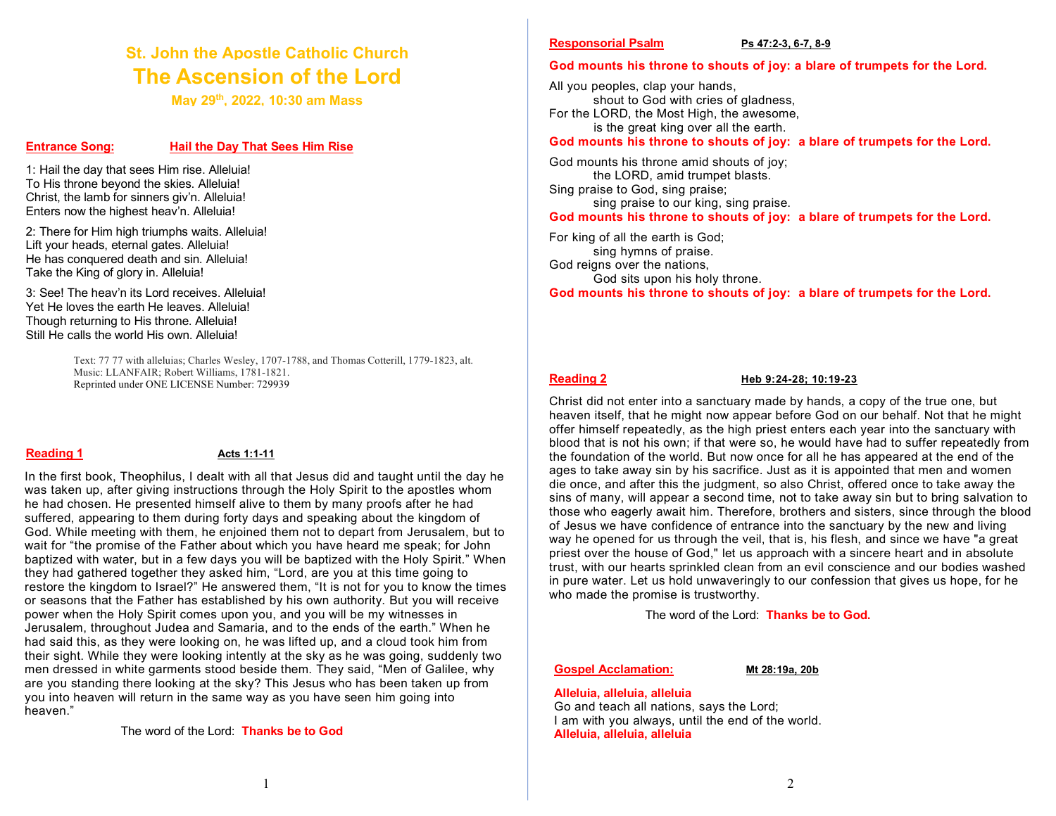# St. John the Apostle Catholic Church

# The Ascension of the Lord

### May 29th, 2022, 10:30 am Mass

**Entrance Song:** **Hail the Day That Sees Him Rise**

1: Hail the day that sees Him rise. Alleluia!
To His throne beyond the skies. Alleluia!
Christ, the lamb for sinners giv'n. Alleluia!
Enters now the highest heav'n. Alleluia!

2: There for Him high triumphs waits. Alleluia!
Lift your heads, eternal gates. Alleluia!
He has conquered death and sin. Alleluia!
Take the King of glory in. Alleluia!

3: See! The heav'n its Lord receives. Alleluia!
Yet He loves the earth He leaves. Alleluia!
Though returning to His throne. Alleluia!
Still He calls the world His own. Alleluia!

Text: 77 77 with alleluias; Charles Wesley, 1707-1788, and Thomas Cotterill, 1779-1823, alt.
Music: LLANFAIR; Robert Williams, 1781-1821.
Reprinted under ONE LICENSE Number: 729939

**Reading 1** **Acts 1:1-11**

In the first book, Theophilus, I dealt with all that Jesus did and taught until the day he was taken up, after giving instructions through the Holy Spirit to the apostles whom he had chosen. He presented himself alive to them by many proofs after he had suffered, appearing to them during forty days and speaking about the kingdom of God. While meeting with them, he enjoined them not to depart from Jerusalem, but to wait for "the promise of the Father about which you have heard me speak; for John baptized with water, but in a few days you will be baptized with the Holy Spirit." When they had gathered together they asked him, "Lord, are you at this time going to restore the kingdom to Israel?" He answered them, "It is not for you to know the times or seasons that the Father has established by his own authority. But you will receive power when the Holy Spirit comes upon you, and you will be my witnesses in Jerusalem, throughout Judea and Samaria, and to the ends of the earth." When he had said this, as they were looking on, he was lifted up, and a cloud took him from their sight. While they were looking intently at the sky as he was going, suddenly two men dressed in white garments stood beside them. They said, "Men of Galilee, why are you standing there looking at the sky? This Jesus who has been taken up from you into heaven will return in the same way as you have seen him going into heaven."

The word of the Lord: **Thanks be to God**

**Responsorial Psalm** **Ps 47:2-3, 6-7, 8-9**

**God mounts his throne to shouts of joy: a blare of trumpets for the Lord.**

All you peoples, clap your hands,
shout to God with cries of gladness,
For the LORD, the Most High, the awesome,
is the great king over all the earth.
**God mounts his throne to shouts of joy: a blare of trumpets for the Lord.**

God mounts his throne amid shouts of joy;
the LORD, amid trumpet blasts.
Sing praise to God, sing praise;
sing praise to our king, sing praise.
**God mounts his throne to shouts of joy: a blare of trumpets for the Lord.**

For king of all the earth is God;
sing hymns of praise.
God reigns over the nations,
God sits upon his holy throne.
**God mounts his throne to shouts of joy: a blare of trumpets for the Lord.**

**Reading 2** **Heb 9:24-28; 10:19-23**

Christ did not enter into a sanctuary made by hands, a copy of the true one, but heaven itself, that he might now appear before God on our behalf. Not that he might offer himself repeatedly, as the high priest enters each year into the sanctuary with blood that is not his own; if that were so, he would have had to suffer repeatedly from the foundation of the world. But now once for all he has appeared at the end of the ages to take away sin by his sacrifice. Just as it is appointed that men and women die once, and after this the judgment, so also Christ, offered once to take away the sins of many, will appear a second time, not to take away sin but to bring salvation to those who eagerly await him. Therefore, brothers and sisters, since through the blood of Jesus we have confidence of entrance into the sanctuary by the new and living way he opened for us through the veil, that is, his flesh, and since we have "a great priest over the house of God," let us approach with a sincere heart and in absolute trust, with our hearts sprinkled clean from an evil conscience and our bodies washed in pure water. Let us hold unwaveringly to our confession that gives us hope, for he who made the promise is trustworthy.

The word of the Lord: **Thanks be to God.**

**Gospel Acclamation:** **Mt 28:19a, 20b**

**Alleluia, alleluia, alleluia**
Go and teach all nations, says the Lord;
I am with you always, until the end of the world.
**Alleluia, alleluia, alleluia**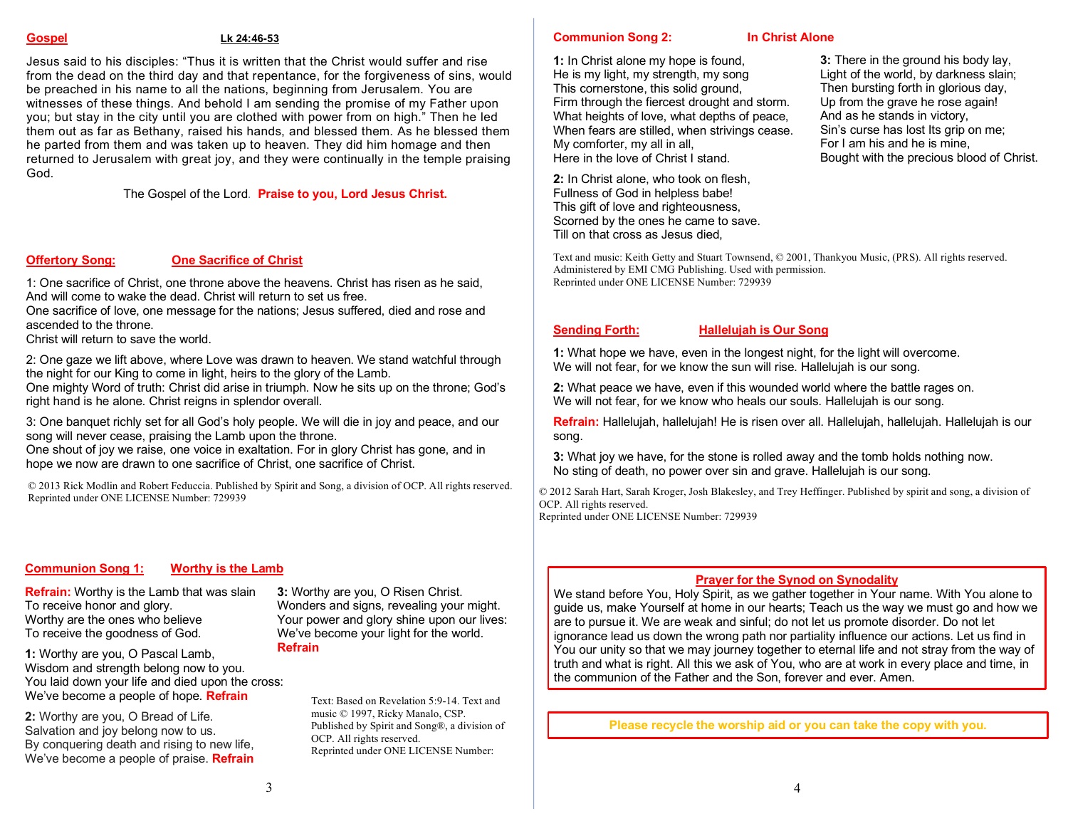## Gospel — Lk 24:46-53

Jesus said to his disciples: "Thus it is written that the Christ would suffer and rise from the dead on the third day and that repentance, for the forgiveness of sins, would be preached in his name to all the nations, beginning from Jerusalem. You are witnesses of these things. And behold I am sending the promise of my Father upon you; but stay in the city until you are clothed with power from on high." Then he led them out as far as Bethany, raised his hands, and blessed them. As he blessed them he parted from them and was taken up to heaven. They did him homage and then returned to Jerusalem with great joy, and they were continually in the temple praising God.

The Gospel of the Lord. **Praise to you, Lord Jesus Christ.**

## Offertory Song: One Sacrifice of Christ

1: One sacrifice of Christ, one throne above the heavens. Christ has risen as he said, And will come to wake the dead. Christ will return to set us free.
One sacrifice of love, one message for the nations; Jesus suffered, died and rose and ascended to the throne.
Christ will return to save the world.

2: One gaze we lift above, where Love was drawn to heaven. We stand watchful through the night for our King to come in light, heirs to the glory of the Lamb.
One mighty Word of truth: Christ did arise in triumph. Now he sits up on the throne; God's right hand is he alone. Christ reigns in splendor overall.

3: One banquet richly set for all God's holy people. We will die in joy and peace, and our song will never cease, praising the Lamb upon the throne.
One shout of joy we raise, one voice in exaltation. For in glory Christ has gone, and in hope we now are drawn to one sacrifice of Christ, one sacrifice of Christ.

© 2013 Rick Modlin and Robert Feduccia. Published by Spirit and Song, a division of OCP. All rights reserved.
Reprinted under ONE LICENSE Number: 729939

## Communion Song 1: Worthy is the Lamb

**Refrain:** Worthy is the Lamb that was slain
To receive honor and glory.
Worthy are the ones who believe
To receive the goodness of God.

**1:** Worthy are you, O Pascal Lamb,
Wisdom and strength belong now to you.
You laid down your life and died upon the cross:
We've become a people of hope. **Refrain**

**2:** Worthy are you, O Bread of Life.
Salvation and joy belong now to us.
By conquering death and rising to new life,
We've become a people of praise. **Refrain**

**3:** Worthy are you, O Risen Christ.
Wonders and signs, revealing your might.
Your power and glory shine upon our lives:
We've become your light for the world.
**Refrain**

Text: Based on Revelation 5:9-14. Text and music © 1997, Ricky Manalo, CSP. Published by Spirit and Song®, a division of OCP. All rights reserved.
Reprinted under ONE LICENSE Number:

## Communion Song 2: In Christ Alone

**1:** In Christ alone my hope is found,
He is my light, my strength, my song
This cornerstone, this solid ground,
Firm through the fiercest drought and storm.
What heights of love, what depths of peace,
When fears are stilled, when strivings cease.
My comforter, my all in all,
Here in the love of Christ I stand.

**2:** In Christ alone, who took on flesh,
Fullness of God in helpless babe!
This gift of love and righteousness,
Scorned by the ones he came to save.
Till on that cross as Jesus died,

**3:** There in the ground his body lay,
Light of the world, by darkness slain;
Then bursting forth in glorious day,
Up from the grave he rose again!
And as he stands in victory,
Sin's curse has lost Its grip on me;
For I am his and he is mine,
Bought with the precious blood of Christ.

Text and music: Keith Getty and Stuart Townsend, © 2001, Thankyou Music, (PRS). All rights reserved. Administered by EMI CMG Publishing. Used with permission.
Reprinted under ONE LICENSE Number: 729939

## Sending Forth: Hallelujah is Our Song

**1:** What hope we have, even in the longest night, for the light will overcome.
We will not fear, for we know the sun will rise. Hallelujah is our song.

**2:** What peace we have, even if this wounded world where the battle rages on.
We will not fear, for we know who heals our souls. Hallelujah is our song.

**Refrain:** Hallelujah, hallelujah! He is risen over all. Hallelujah, hallelujah. Hallelujah is our song.

**3:** What joy we have, for the stone is rolled away and the tomb holds nothing now.
No sting of death, no power over sin and grave. Hallelujah is our song.

© 2012 Sarah Hart, Sarah Kroger, Josh Blakesley, and Trey Heffinger. Published by spirit and song, a division of OCP. All rights reserved.
Reprinted under ONE LICENSE Number: 729939

## Prayer for the Synod on Synodality

We stand before You, Holy Spirit, as we gather together in Your name. With You alone to guide us, make Yourself at home in our hearts; Teach us the way we must go and how we are to pursue it. We are weak and sinful; do not let us promote disorder. Do not let ignorance lead us down the wrong path nor partiality influence our actions. Let us find in You our unity so that we may journey together to eternal life and not stray from the way of truth and what is right. All this we ask of You, who are at work in every place and time, in the communion of the Father and the Son, forever and ever. Amen.

**Please recycle the worship aid or you can take the copy with you.**